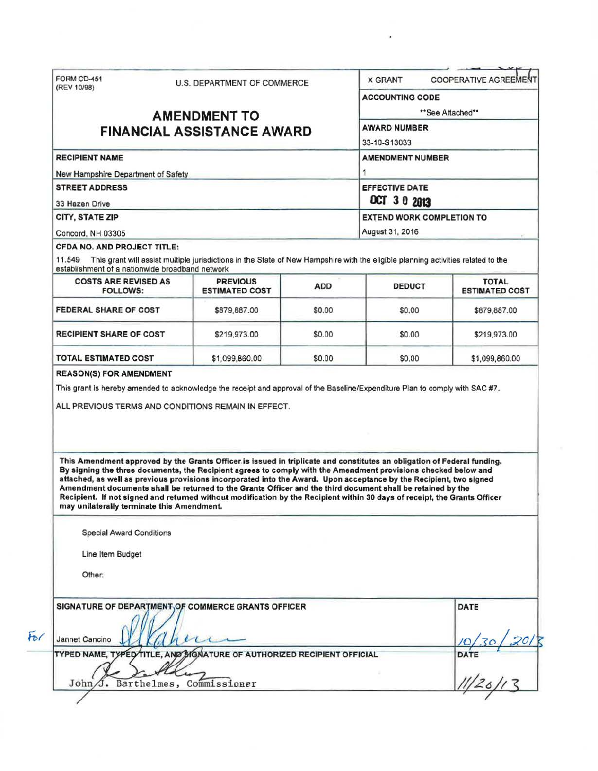FORM CD-451
(REV 10/98)

U.S. DEPARTMENT OF COMMERCE

X GRANT    COOPERATIVE AGREEMENT

# AMENDMENT TO FINANCIAL ASSISTANCE AWARD

**ACCOUNTING CODE**
**See Attached**

**AWARD NUMBER**
33-10-S13033

**RECIPIENT NAME**
New Hampshire Department of Safety

**AMENDMENT NUMBER**
1

**STREET ADDRESS**
33 Hazen Drive

**EFFECTIVE DATE**
OCT 30 2013

**CITY, STATE ZIP**
Concord, NH 03305

**EXTEND WORK COMPLETION TO**
August 31, 2016

**CFDA NO. AND PROJECT TITLE:**

11.549 This grant will assist multiple jurisdictions in the State of New Hampshire with the eligible planning activities related to the establishment of a nationwide broadband network

| COSTS ARE REVISED AS FOLLOWS: | PREVIOUS ESTIMATED COST | ADD | DEDUCT | TOTAL ESTIMATED COST |
|---|---|---|---|---|
| FEDERAL SHARE OF COST | $879,887.00 | $0.00 | $0.00 | $879,887.00 |
| RECIPIENT SHARE OF COST | $219,973.00 | $0.00 | $0.00 | $219,973.00 |
| TOTAL ESTIMATED COST | $1,099,860.00 | $0.00 | $0.00 | $1,099,860.00 |

**REASON(S) FOR AMENDMENT**

This grant is hereby amended to acknowledge the receipt and approval of the Baseline/Expenditure Plan to comply with SAC #7.

ALL PREVIOUS TERMS AND CONDITIONS REMAIN IN EFFECT.

**This Amendment approved by the Grants Officer is issued in triplicate and constitutes an obligation of Federal funding. By signing the three documents, the Recipient agrees to comply with the Amendment provisions checked below and attached, as well as previous provisions incorporated into the Award. Upon acceptance by the Recipient, two signed Amendment documents shall be returned to the Grants Officer and the third document shall be retained by the Recipient. If not signed and returned without modification by the Recipient within 30 days of receipt, the Grants Officer may unilaterally terminate this Amendment.**

Special Award Conditions

Line Item Budget

Other:

**SIGNATURE OF DEPARTMENT OF COMMERCE GRANTS OFFICER** | **DATE**

For Jannet Cancino | 10/30/2013

**TYPED NAME, TYPED TITLE, AND SIGNATURE OF AUTHORIZED RECIPIENT OFFICIAL** | **DATE**

John J. Barthelmes, Commissioner | 11/26/13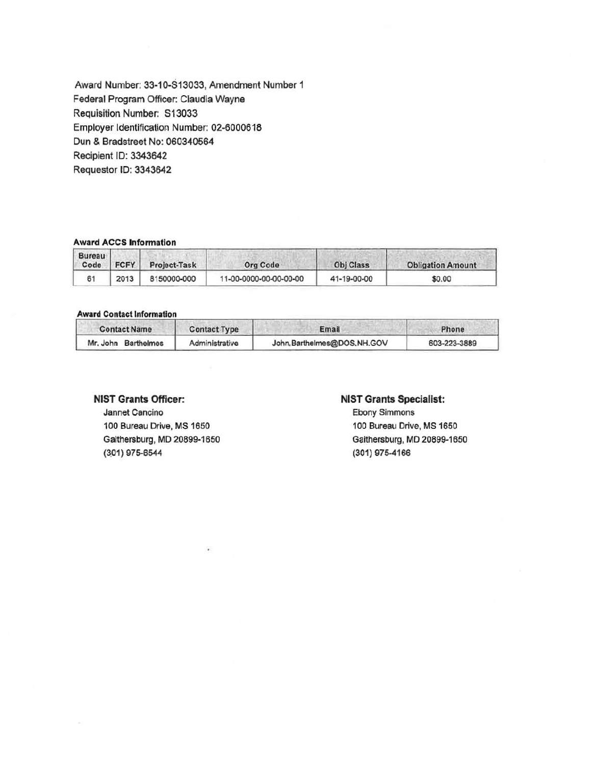Award Number: 33-10-S13033, Amendment Number 1
Federal Program Officer: Claudia Wayne
Requisition Number: S13033
Employer Identification Number: 02-6000618
Dun & Bradstreet No: 060340564
Recipient ID: 3343642
Requestor ID: 3343642

**Award ACCS Information**

| Bureau Code | FCFY | Project-Task | Org Code | Obj Class | Obligation Amount |
|---|---|---|---|---|---|
| 61 | 2013 | 8150000-000 | 11-00-0000-00-00-00-00 | 41-19-00-00 | $0.00 |

**Award Contact Information**

| Contact Name | Contact Type | Email | Phone |
|---|---|---|---|
| Mr. John Barthelmes | Administrative | John.Barthelmes@DOS.NH.GOV | 603-223-3889 |

**NIST Grants Officer:**
Jannet Cancino
100 Bureau Drive, MS 1650
Gaithersburg, MD 20899-1650
(301) 975-6544

**NIST Grants Specialist:**
Ebony Simmons
100 Bureau Drive, MS 1650
Gaithersburg, MD 20899-1650
(301) 975-4166